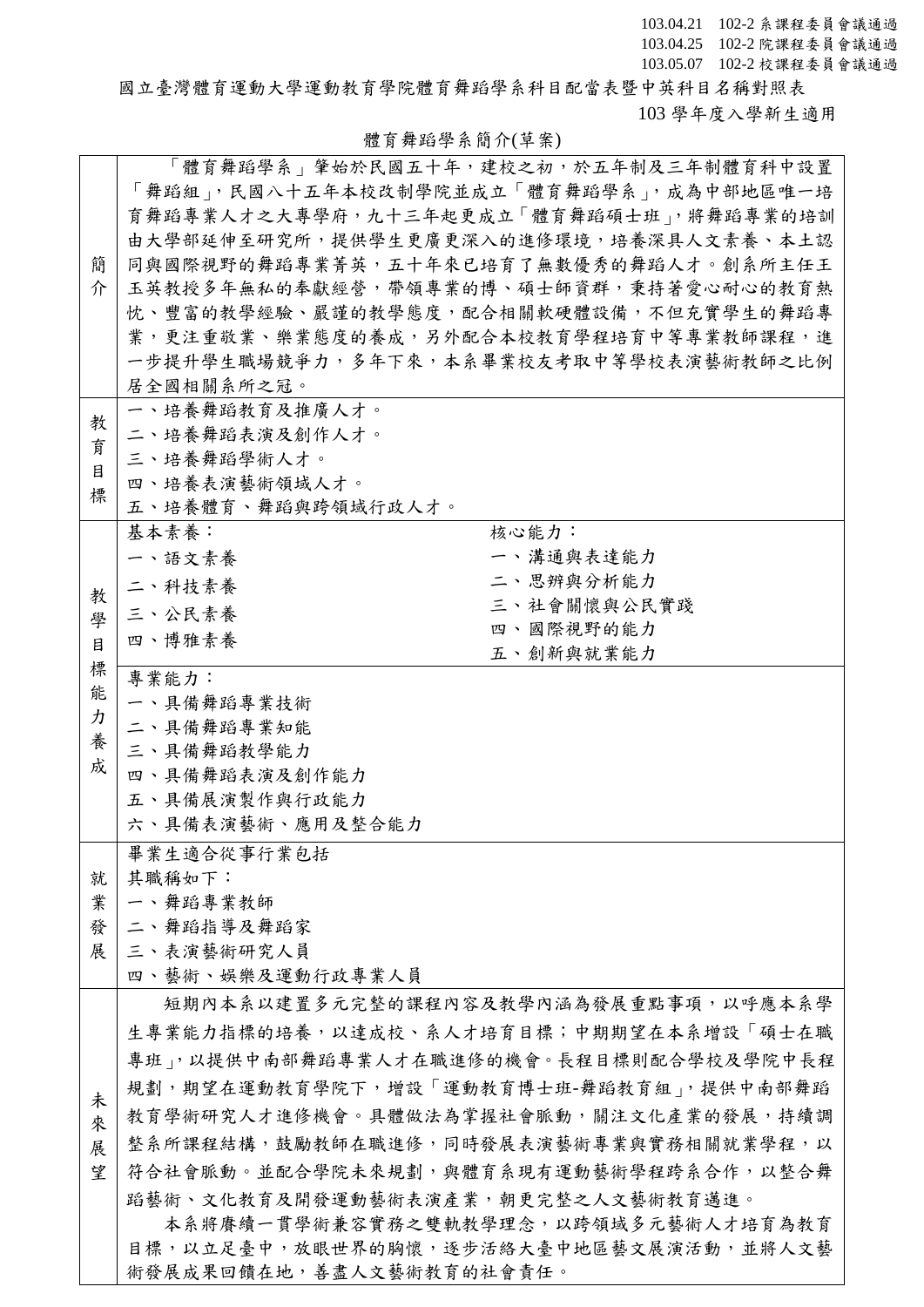103.04.21 102-2 系課程委員會議通過
103.04.25 102-2 院課程委員會議通過
103.05.07 102-2 校課程委員會議通過

# 國立臺灣體育運動大學運動教育學院體育舞蹈學系科目配當表暨中英科目名稱對照表

103 學年度入學新生適用

## 體育舞蹈學系簡介(草案)

| | |
|---|---|
| 簡介 | 「體育舞蹈學系」肇始於民國五十年，建校之初，於五年制及三年制體育科中設置「舞蹈組」，民國八十五年本校改制學院並成立「體育舞蹈學系」，成為中部地區唯一培育舞蹈專業人才之大專學府，九十三年起更成立「體育舞蹈碩士班」，將舞蹈專業的培訓由大學部延伸至研究所，提供學生更廣更深入的進修環境，培養深具人文素養、本土認同與國際視野的舞蹈專業菁英，五十年來已培育了無數優秀的舞蹈人才。創系所主任王玉英教授多年無私的奉獻經營，帶領專業的博、碩士師資群，秉持著愛心耐心的教育熱忱、豐富的教學經驗、嚴謹的教學態度，配合相關軟硬體設備，不但充實學生的舞蹈專業，更注重敬業、樂業態度的養成，另外配合本校教育學程培育中等專業教師課程，進一步提升學生職場競爭力，多年下來，本系畢業校友考取中等學校表演藝術教師之比例居全國相關系所之冠。 |
| 教育目標 | 一、培養舞蹈教育及推廣人才。<br>二、培養舞蹈表演及創作人才。<br>三、培養舞蹈學術人才。<br>四、培養表演藝術領域人才。<br>五、培養體育、舞蹈與跨領域行政人才。 |
| 教學目標能力養成 | 基本素養：<br>一、語文素養<br>二、科技素養<br>三、公民素養<br>四、博雅素養<br><br>核心能力：<br>一、溝通與表達能力<br>二、思辨與分析能力<br>三、社會關懷與公民實踐<br>四、國際視野的能力<br>五、創新與就業能力<br><br>專業能力：<br>一、具備舞蹈專業技術<br>二、具備舞蹈專業知能<br>三、具備舞蹈教學能力<br>四、具備舞蹈表演及創作能力<br>五、具備展演製作與行政能力<br>六、具備表演藝術、應用及整合能力 |
| 就業發展 | 畢業生適合從事行業包括<br>其職稱如下：<br>一、舞蹈專業教師<br>二、舞蹈指導及舞蹈家<br>三、表演藝術研究人員<br>四、藝術、娛樂及運動行政專業人員 |
| 未來展望 | 短期內本系以建置多元完整的課程內容及教學內涵為發展重點事項，以呼應本系學生專業能力指標的培養，以達成校、系人才培育目標；中期期望在本系增設「碩士在職專班」，以提供中南部舞蹈專業人才在職進修的機會。長程目標則配合學校及學院中長程規劃，期望在運動教育學院下，增設「運動教育博士班-舞蹈教育組」，提供中南部舞蹈教育學術研究人才進修機會。具體做法為掌握社會脈動，關注文化產業的發展，持續調整系所課程結構，鼓勵教師在職進修，同時發展表演藝術專業與實務相關就業學程，以符合社會脈動。並配合學院未來規劃，與體育系現有運動藝術學程跨系合作，以整合舞蹈藝術、文化教育及開發運動藝術表演產業，朝更完整之人文藝術教育邁進。<br>本系將賡續一貫學術兼容實務之雙軌教學理念，以跨領域多元藝術人才培育為教育目標，以立足臺中，放眼世界的胸懷，逐步活絡大臺中地區藝文展演活動，並將人文藝術發展成果回饋在地，善盡人文藝術教育的社會責任。 |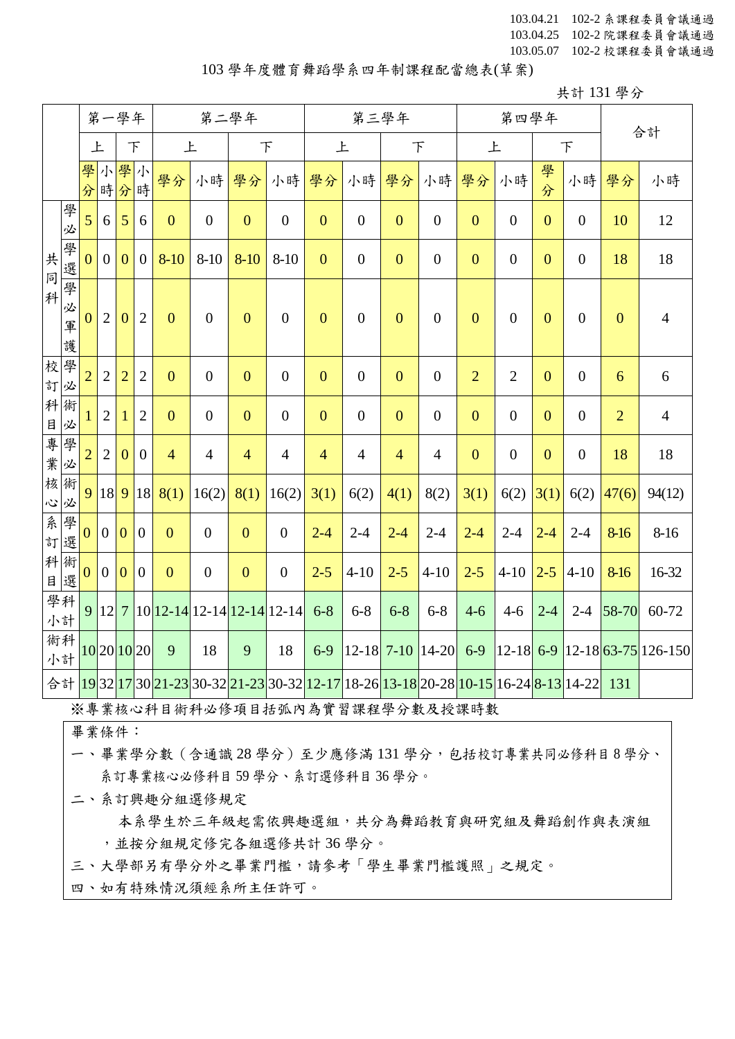103.04.21 102-2 系課程委員會議通過
103.04.25 102-2 院課程委員會議通過
103.05.07 102-2 校課程委員會議通過

# 103 學年度體育舞蹈學系四年制課程配當總表(草案)

共計 131 學分

| | | 第一學年 | | | | 第二學年 | | | | 第三學年 | | | | 第四學年 | | | | 合計 | |
|---|---|---|---|---|---|---|---|---|---|---|---|---|---|---|---|---|---|---|---|
| | | 上 | | 下 | | 上 | | 下 | | 上 | | 下 | | 上 | | 下 | | | |
| | | 學分 | 小時 | 學分 | 小時 | 學分 | 小時 | 學分 | 小時 | 學分 | 小時 | 學分 | 小時 | 學分 | 小時 | 學分 | 小時 | 學分 | 小時 |
| 共同科 | 學必 | 5 | 6 | 5 | 6 | 0 | 0 | 0 | 0 | 0 | 0 | 0 | 0 | 0 | 0 | 0 | 0 | 10 | 12 |
| | 學選 | 0 | 0 | 0 | 0 | 8-10 | 8-10 | 8-10 | 8-10 | 0 | 0 | 0 | 0 | 0 | 0 | 0 | 0 | 18 | 18 |
| | 學必軍護 | 0 | 2 | 0 | 2 | 0 | 0 | 0 | 0 | 0 | 0 | 0 | 0 | 0 | 0 | 0 | 0 | 0 | 4 |
| 校訂科目 | 學必 | 2 | 2 | 2 | 2 | 0 | 0 | 0 | 0 | 0 | 0 | 0 | 0 | 2 | 2 | 0 | 0 | 6 | 6 |
| | 術必 | 1 | 2 | 1 | 2 | 0 | 0 | 0 | 0 | 0 | 0 | 0 | 0 | 0 | 0 | 0 | 0 | 2 | 4 |
| 專業核心 | 學必 | 2 | 2 | 0 | 0 | 4 | 4 | 4 | 4 | 4 | 4 | 4 | 4 | 0 | 0 | 0 | 0 | 18 | 18 |
| | 術必 | 9 | 18 | 9 | 18 | 8(1) | 16(2) | 8(1) | 16(2) | 3(1) | 6(2) | 4(1) | 8(2) | 3(1) | 6(2) | 3(1) | 6(2) | 47(6) | 94(12) |
| 系訂科目 | 學選 | 0 | 0 | 0 | 0 | 0 | 0 | 0 | 0 | 2-4 | 2-4 | 2-4 | 2-4 | 2-4 | 2-4 | 2-4 | 2-4 | 8-16 | 8-16 |
| | 術選 | 0 | 0 | 0 | 0 | 0 | 0 | 0 | 0 | 2-5 | 4-10 | 2-5 | 4-10 | 2-5 | 4-10 | 2-5 | 4-10 | 8-16 | 16-32 |
| 學科小計 | | 9 | 12 | 7 | 10 | 12-14 | 12-14 | 12-14 | 12-14 | 6-8 | 6-8 | 6-8 | 6-8 | 4-6 | 4-6 | 2-4 | 2-4 | 58-70 | 60-72 |
| 術科小計 | | 10 | 20 | 10 | 20 | 9 | 18 | 9 | 18 | 6-9 | 12-18 | 7-10 | 14-20 | 6-9 | 12-18 | 6-9 | 12-18 | 63-75 | 126-150 |
| 合計 | | 19 | 32 | 17 | 30 | 21-23 | 30-32 | 21-23 | 30-32 | 12-17 | 18-26 | 13-18 | 20-28 | 10-15 | 16-24 | 8-13 | 14-22 | 131 | |

※專業核心科目術科必修項目括弧內為實習課程學分數及授課時數

畢業條件：

一、畢業學分數（含通識 28 學分）至少應修滿 131 學分，包括校訂專業共同必修科目 8 學分、系訂專業核心必修科目 59 學分、系訂選修科目 36 學分。

二、系訂興趣分組選修規定

本系學生於三年級起需依興趣選組，共分為舞蹈教育與研究組及舞蹈創作與表演組，並按分組規定修完各組選修共計 36 學分。

三、大學部另有學分外之畢業門檻，請參考「學生畢業門檻護照」之規定。

四、如有特殊情況須經系所主任許可。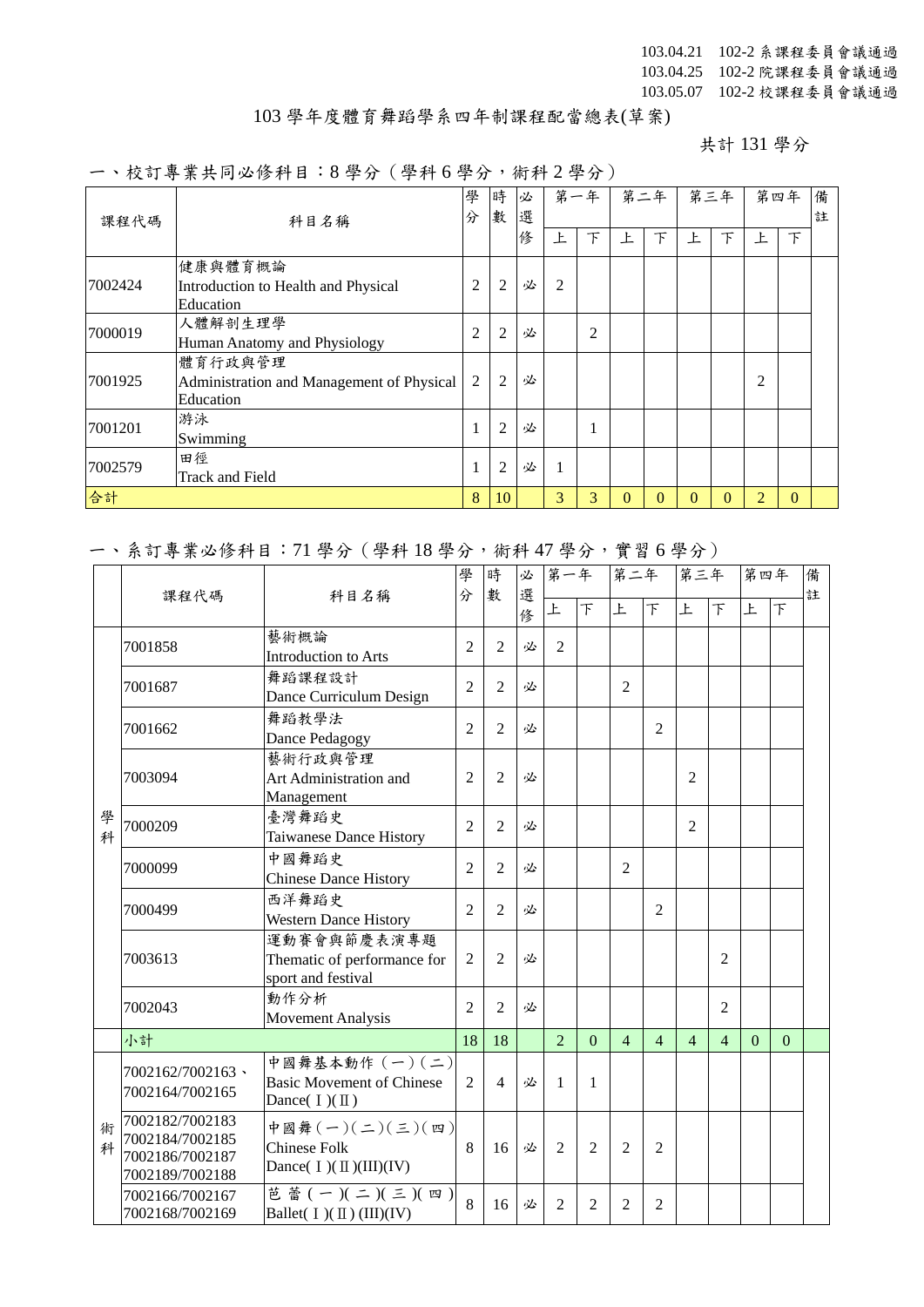103.04.21 102-2 系課程委員會議通過
103.04.25 102-2 院課程委員會議通過
103.05.07 102-2 校課程委員會議通過

# 103 學年度體育舞蹈學系四年制課程配當總表(草案)

共計 131 學分

## 一、校訂專業共同必修科目：8 學分（學科 6 學分，術科 2 學分）

| 課程代碼 | 科目名稱 | 學分 | 時數 | 必選修 | 第一年 | | 第二年 | | 第三年 | | 第四年 | | 備註 |
|---|---|---|---|---|---|---|---|---|---|---|---|---|---|
| | | | | | 上 | 下 | 上 | 下 | 上 | 下 | 上 | 下 | |
| 7002424 | 健康與體育概論 Introduction to Health and Physical Education | 2 | 2 | 必 | 2 | | | | | | | | |
| 7000019 | 人體解剖生理學 Human Anatomy and Physiology | 2 | 2 | 必 | | 2 | | | | | | | |
| 7001925 | 體育行政與管理 Administration and Management of Physical Education | 2 | 2 | 必 | | | | | | | 2 | | |
| 7001201 | 游泳 Swimming | 1 | 2 | 必 | | 1 | | | | | | | |
| 7002579 | 田徑 Track and Field | 1 | 2 | 必 | 1 | | | | | | | | |
| 合計 | | 8 | 10 | | 3 | 3 | 0 | 0 | 0 | 0 | 2 | 0 | |

## 一、系訂專業必修科目：71 學分（學科 18 學分，術科 47 學分，實習 6 學分）

| | 課程代碼 | 科目名稱 | 學分 | 時數 | 必選修 | 第一年 | | 第二年 | | 第三年 | | 第四年 | | 備註 |
|---|---|---|---|---|---|---|---|---|---|---|---|---|---|---|
| | | | | | | 上 | 下 | 上 | 下 | 上 | 下 | 上 | 下 | |
| 學科 | 7001858 | 藝術概論 Introduction to Arts | 2 | 2 | 必 | 2 | | | | | | | | |
| 學科 | 7001687 | 舞蹈課程設計 Dance Curriculum Design | 2 | 2 | 必 | | | 2 | | | | | | |
| 學科 | 7001662 | 舞蹈教學法 Dance Pedagogy | 2 | 2 | 必 | | | | 2 | | | | | |
| 學科 | 7003094 | 藝術行政與管理 Art Administration and Management | 2 | 2 | 必 | | | | | 2 | | | | |
| 學科 | 7000209 | 臺灣舞蹈史 Taiwanese Dance History | 2 | 2 | 必 | | | | | 2 | | | | |
| 學科 | 7000099 | 中國舞蹈史 Chinese Dance History | 2 | 2 | 必 | | | 2 | | | | | | |
| 學科 | 7000499 | 西洋舞蹈史 Western Dance History | 2 | 2 | 必 | | | | 2 | | | | | |
| 學科 | 7003613 | 運動賽會與節慶表演專題 Thematic of performance for sport and festival | 2 | 2 | 必 | | | | | | 2 | | | |
| 學科 | 7002043 | 動作分析 Movement Analysis | 2 | 2 | 必 | | | | | | 2 | | | |
| | 小計 | | 18 | 18 | | 2 | 0 | 4 | 4 | 4 | 4 | 0 | 0 | |
| 術科 | 7002162/7002163、7002164/7002165 | 中國舞基本動作（一）（二）Basic Movement of Chinese Dance( I )( II ) | 2 | 4 | 必 | 1 | 1 | | | | | | | |
| 術科 | 7002182/7002183 7002184/7002185 7002186/7002187 7002189/7002188 | 中國舞（一）（二）（三）（四）Chinese Folk Dance( I )( II )(III)(IV) | 8 | 16 | 必 | 2 | 2 | 2 | 2 | | | | | |
| 術科 | 7002166/7002167 7002168/7002169 | 芭蕾（一）（二）（三）（四）Ballet( I )( II ) (III)(IV) | 8 | 16 | 必 | 2 | 2 | 2 | 2 | | | | | |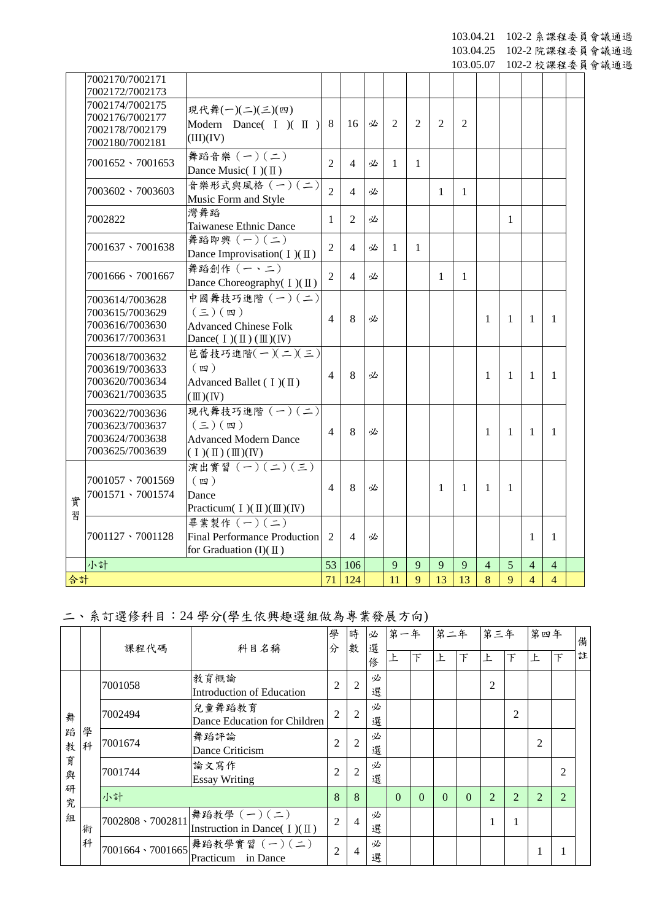103.04.21　102-2 系課程委員會議通過
103.04.25　102-2 院課程委員會議通過
103.05.07　102-2 校課程委員會議通過

| | 課程代碼 | 科目名稱 | 學分 | 時數 | 必選修 | 一上 | 一下 | 二上 | 二下 | 三上 | 三下 | 四上 | 四下 | 備註 |
|---|---|---|---|---|---|---|---|---|---|---|---|---|---|---|
| | 7002170/7002171<br>7002172/7002173 | | | | | | | | | | | | | |
| | 7002174/7002175<br>7002176/7002177<br>7002178/7002179<br>7002180/7002181 | 現代舞(一)(二)(三)(四)<br>Modern Dance( Ⅰ )( Ⅱ )(III)(IV) | 8 | 16 | 必 | 2 | 2 | 2 | 2 | | | | | |
| | 7001652、7001653 | 舞蹈音樂（一）(二)<br>Dance Music( Ⅰ )( Ⅱ ) | 2 | 4 | 必 | 1 | 1 | | | | | | | |
| | 7003602、7003603 | 音樂形式與風格（一）(二)<br>Music Form and Style | 2 | 4 | 必 | | | 1 | 1 | | | | | |
| | 7002822 | 灣舞蹈<br>Taiwanese Ethnic Dance | 1 | 2 | 必 | | | | | | 1 | | | |
| | 7001637、7001638 | 舞蹈即興（一）(二)<br>Dance Improvisation( Ⅰ )( Ⅱ ) | 2 | 4 | 必 | 1 | 1 | | | | | | | |
| | 7001666、7001667 | 舞蹈創作（一、二）<br>Dance Choreography( Ⅰ )( Ⅱ ) | 2 | 4 | 必 | | | 1 | 1 | | | | | |
| | 7003614/7003628<br>7003615/7003629<br>7003616/7003630<br>7003617/7003631 | 中國舞技巧進階（一）(二)(三)(四)<br>Advanced Chinese Folk Dance( Ⅰ )( Ⅱ ) ( Ⅲ )( Ⅳ ) | 4 | 8 | 必 | | | | | 1 | 1 | 1 | 1 | |
| | 7003618/7003632<br>7003619/7003633<br>7003620/7003634<br>7003621/7003635 | 芭蕾技巧進階(一)(二)(三)(四)<br>Advanced Ballet ( Ⅰ )( Ⅱ )( Ⅲ )( Ⅳ ) | 4 | 8 | 必 | | | | | 1 | 1 | 1 | 1 | |
| | 7003622/7003636<br>7003623/7003637<br>7003624/7003638<br>7003625/7003639 | 現代舞技巧進階（一）(二)(三)(四)<br>Advanced Modern Dance ( Ⅰ )( Ⅱ ) ( Ⅲ )( Ⅳ ) | 4 | 8 | 必 | | | | | 1 | 1 | 1 | 1 | |
| 實習 | 7001057、7001569<br>7001571、7001574 | 演出實習（一）(二)(三)(四)<br>Dance Practicum( Ⅰ )( Ⅱ )( Ⅲ )( Ⅳ ) | 4 | 8 | 必 | | | 1 | 1 | 1 | 1 | | | |
| | 7001127、7001128 | 畢業製作（一）(二)<br>Final Performance Production for Graduation (I)( Ⅱ ) | 2 | 4 | 必 | | | | | | | 1 | 1 | |
| | 小計 | | 53 | 106 | | 9 | 9 | 9 | 9 | 4 | 5 | 4 | 4 | |
| 合計 | | | 71 | 124 | | 11 | 9 | 13 | 13 | 8 | 9 | 4 | 4 | |

## 二、系訂選修科目：24 學分(學生依興趣選組做為專業發展方向)

| | | 課程代碼 | 科目名稱 | 學分 | 時數 | 必選修 | 第一年上 | 第一年下 | 第二年上 | 第二年下 | 第三年上 | 第三年下 | 第四年上 | 第四年下 | 備註 |
|---|---|---|---|---|---|---|---|---|---|---|---|---|---|---|---|
| 舞蹈教育與研究組 | 學科 | 7001058 | 教育概論<br>Introduction of Education | 2 | 2 | 必選 | | | | | 2 | | | | |
| | | 7002494 | 兒童舞蹈教育<br>Dance Education for Children | 2 | 2 | 必選 | | | | | | 2 | | | |
| | | 7001674 | 舞蹈評論<br>Dance Criticism | 2 | 2 | 必選 | | | | | | | 2 | | |
| | | 7001744 | 論文寫作<br>Essay Writing | 2 | 2 | 必選 | | | | | | | | 2 | |
| | | 小計 | | 8 | 8 | | 0 | 0 | 0 | 0 | 2 | 2 | 2 | 2 | |
| | 術科 | 7002808、7002811 | 舞蹈教學（一）(二)<br>Instruction in Dance( Ⅰ )( Ⅱ ) | 2 | 4 | 必選 | | | | | 1 | 1 | | | |
| | | 7001664、7001665 | 舞蹈教學實習（一）(二)<br>Practicum in Dance | 2 | 4 | 必選 | | | | | | | 1 | 1 | |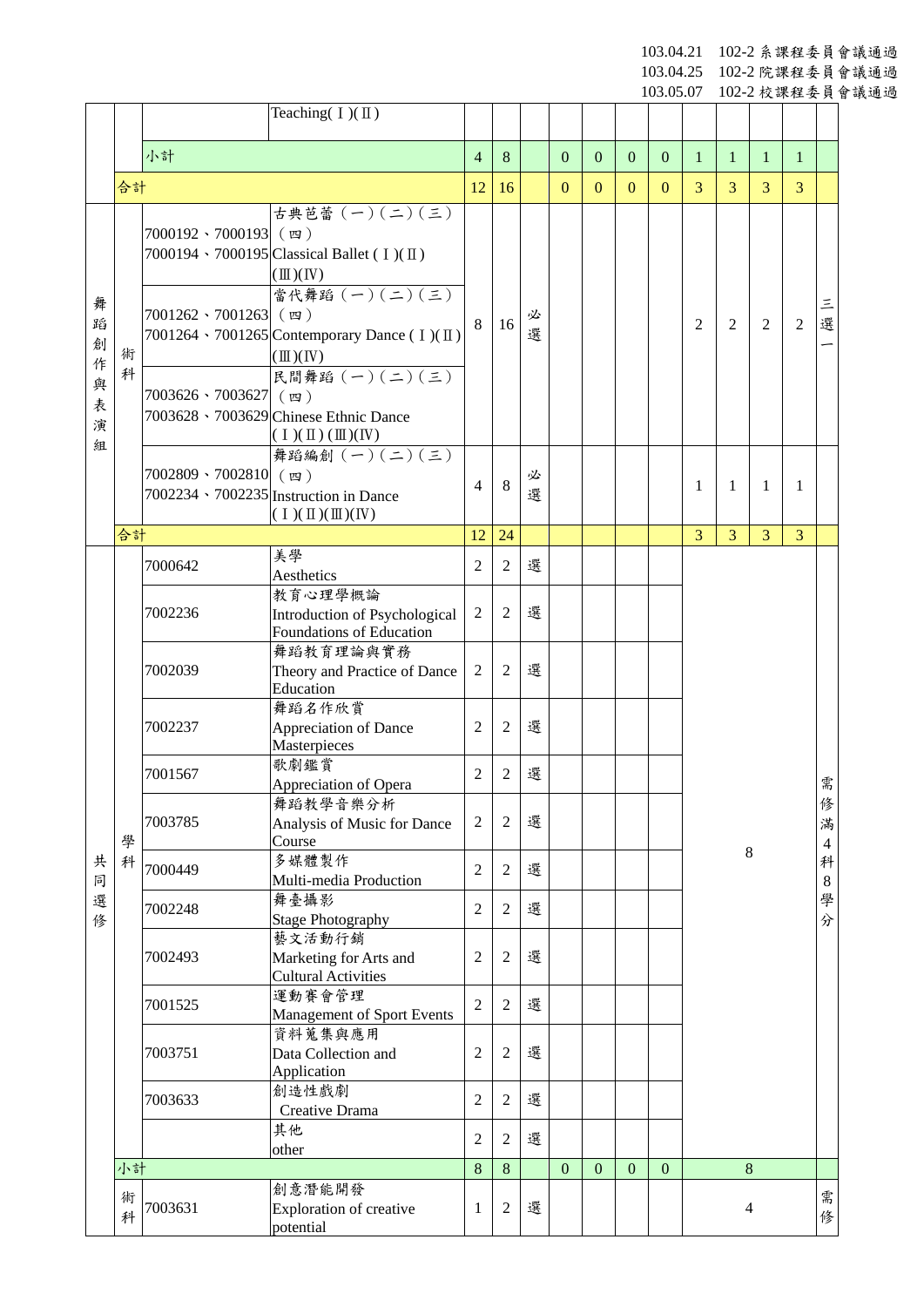103.04.21 102-2 系課程委員會議通過
103.04.25 102-2 院課程委員會議通過
103.05.07 102-2 校課程委員會議通過

| | | | | | | | | | | | | | | | |
|---|---|---|---|---|---|---|---|---|---|---|---|---|---|---|---|
| | | | Teaching(Ⅰ)(Ⅱ) | | | | | | | | | | | | |
| | | 小計 | | 4 | 8 | | 0 | 0 | 0 | 0 | 1 | 1 | 1 | 1 | |
| | 合計 | | | 12 | 16 | | 0 | 0 | 0 | 0 | 3 | 3 | 3 | 3 | |
| 舞蹈創作與表演組 | 術科 | 7000192、7000193<br>7000194、7000195 | 古典芭蕾(一)(二)(三)(四)<br>Classical Ballet (Ⅰ)(Ⅱ)(Ⅲ)(Ⅳ) | 8 | 16 | 必選 | | | | | 2 | 2 | 2 | 2 | 三選一 |
| | | 7001262、7001263<br>7001264、7001265 | 當代舞蹈(一)(二)(三)(四)<br>Contemporary Dance (Ⅰ)(Ⅱ)(Ⅲ)(Ⅳ) | | | | | | | | | | | | |
| | | 7003626、7003627<br>7003628、7003629 | 民間舞蹈(一)(二)(三)(四)<br>Chinese Ethnic Dance (Ⅰ)(Ⅱ)(Ⅲ)(Ⅳ) | | | | | | | | | | | | |
| | | 7002809、7002810<br>7002234、7002235 | 舞蹈編創(一)(二)(三)(四)<br>Instruction in Dance (Ⅰ)(Ⅱ)(Ⅲ)(Ⅳ) | 4 | 8 | 必選 | | | | | 1 | 1 | 1 | 1 | |
| | 合計 | | | 12 | 24 | | | | | | 3 | 3 | 3 | 3 | |
| 共同選修 | 學科 | 7000642 | 美學<br>Aesthetics | 2 | 2 | 選 | | | | | 8 | | | | 需修滿4科8學分 |
| | | 7002236 | 教育心理學概論<br>Introduction of Psychological Foundations of Education | 2 | 2 | 選 | | | | | | | | | |
| | | 7002039 | 舞蹈教育理論與實務<br>Theory and Practice of Dance Education | 2 | 2 | 選 | | | | | | | | | |
| | | 7002237 | 舞蹈名作欣賞<br>Appreciation of Dance Masterpieces | 2 | 2 | 選 | | | | | | | | | |
| | | 7001567 | 歌劇鑑賞<br>Appreciation of Opera | 2 | 2 | 選 | | | | | | | | | |
| | | 7003785 | 舞蹈教學音樂分析<br>Analysis of Music for Dance Course | 2 | 2 | 選 | | | | | | | | | |
| | | 7000449 | 多媒體製作<br>Multi-media Production | 2 | 2 | 選 | | | | | | | | | |
| | | 7002248 | 舞臺攝影<br>Stage Photography | 2 | 2 | 選 | | | | | | | | | |
| | | 7002493 | 藝文活動行銷<br>Marketing for Arts and Cultural Activities | 2 | 2 | 選 | | | | | | | | | |
| | | 7001525 | 運動賽會管理<br>Management of Sport Events | 2 | 2 | 選 | | | | | | | | | |
| | | 7003751 | 資料蒐集與應用<br>Data Collection and Application | 2 | 2 | 選 | | | | | | | | | |
| | | 7003633 | 創造性戲劇<br>Creative Drama | 2 | 2 | 選 | | | | | | | | | |
| | | | 其他<br>other | 2 | 2 | 選 | | | | | | | | | |
| | 小計 | | | 8 | 8 | | 0 | 0 | 0 | 0 | 8 | | | | |
| | 術科 | 7003631 | 創意潛能開發<br>Exploration of creative potential | 1 | 2 | 選 | | | | | 4 | | | | 需修 |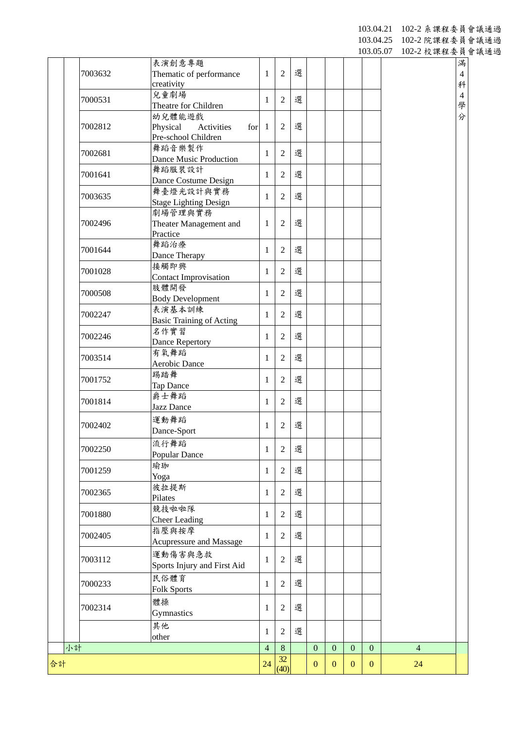103.04.21 102-2 系課程委員會議通過
103.04.25 102-2 院課程委員會議通過
103.05.07 102-2 校課程委員會議通過

| | | | | | | | | | | | | |
|---|---|---|---|---|---|---|---|---|---|---|---|---|
| | 7003632 | 表演創意專題<br>Thematic of performance creativity | 1 | 2 | 選 | | | | | | | 滿4科4學分 |
| | 7000531 | 兒童劇場<br>Theatre for Children | 1 | 2 | 選 | | | | | | | |
| | 7002812 | 幼兒體能遊戲<br>Physical Activities for Pre-school Children | 1 | 2 | 選 | | | | | | | |
| | 7002681 | 舞蹈音樂製作<br>Dance Music Production | 1 | 2 | 選 | | | | | | | |
| | 7001641 | 舞蹈服裝設計<br>Dance Costume Design | 1 | 2 | 選 | | | | | | | |
| | 7003635 | 舞臺燈光設計與實務<br>Stage Lighting Design | 1 | 2 | 選 | | | | | | | |
| | 7002496 | 劇場管理與實務<br>Theater Management and Practice | 1 | 2 | 選 | | | | | | | |
| | 7001644 | 舞蹈治療<br>Dance Therapy | 1 | 2 | 選 | | | | | | | |
| | 7001028 | 接觸即興<br>Contact Improvisation | 1 | 2 | 選 | | | | | | | |
| | 7000508 | 肢體開發<br>Body Development | 1 | 2 | 選 | | | | | | | |
| | 7002247 | 表演基本訓練<br>Basic Training of Acting | 1 | 2 | 選 | | | | | | | |
| | 7002246 | 名作實習<br>Dance Repertory | 1 | 2 | 選 | | | | | | | |
| | 7003514 | 有氧舞蹈<br>Aerobic Dance | 1 | 2 | 選 | | | | | | | |
| | 7001752 | 踢踏舞<br>Tap Dance | 1 | 2 | 選 | | | | | | | |
| | 7001814 | 爵士舞蹈<br>Jazz Dance | 1 | 2 | 選 | | | | | | | |
| | 7002402 | 運動舞蹈<br>Dance-Sport | 1 | 2 | 選 | | | | | | | |
| | 7002250 | 流行舞蹈<br>Popular Dance | 1 | 2 | 選 | | | | | | | |
| | 7001259 | 瑜珈<br>Yoga | 1 | 2 | 選 | | | | | | | |
| | 7002365 | 彼拉提斯<br>Pilates | 1 | 2 | 選 | | | | | | | |
| | 7001880 | 競技啦啦隊<br>Cheer Leading | 1 | 2 | 選 | | | | | | | |
| | 7002405 | 指壓與按摩<br>Acupressure and Massage | 1 | 2 | 選 | | | | | | | |
| | 7003112 | 運動傷害與急救<br>Sports Injury and First Aid | 1 | 2 | 選 | | | | | | | |
| | 7000233 | 民俗體育<br>Folk Sports | 1 | 2 | 選 | | | | | | | |
| | 7002314 | 體操<br>Gymnastics | 1 | 2 | 選 | | | | | | | |
| | | 其他<br>other | 1 | 2 | 選 | | | | | | | |
| | 小計 | | 4 | 8 | | 0 | 0 | 0 | 0 | 4 | | |
| 合計 | | | 24 | 32 (40) | | 0 | 0 | 0 | 0 | 24 | | |